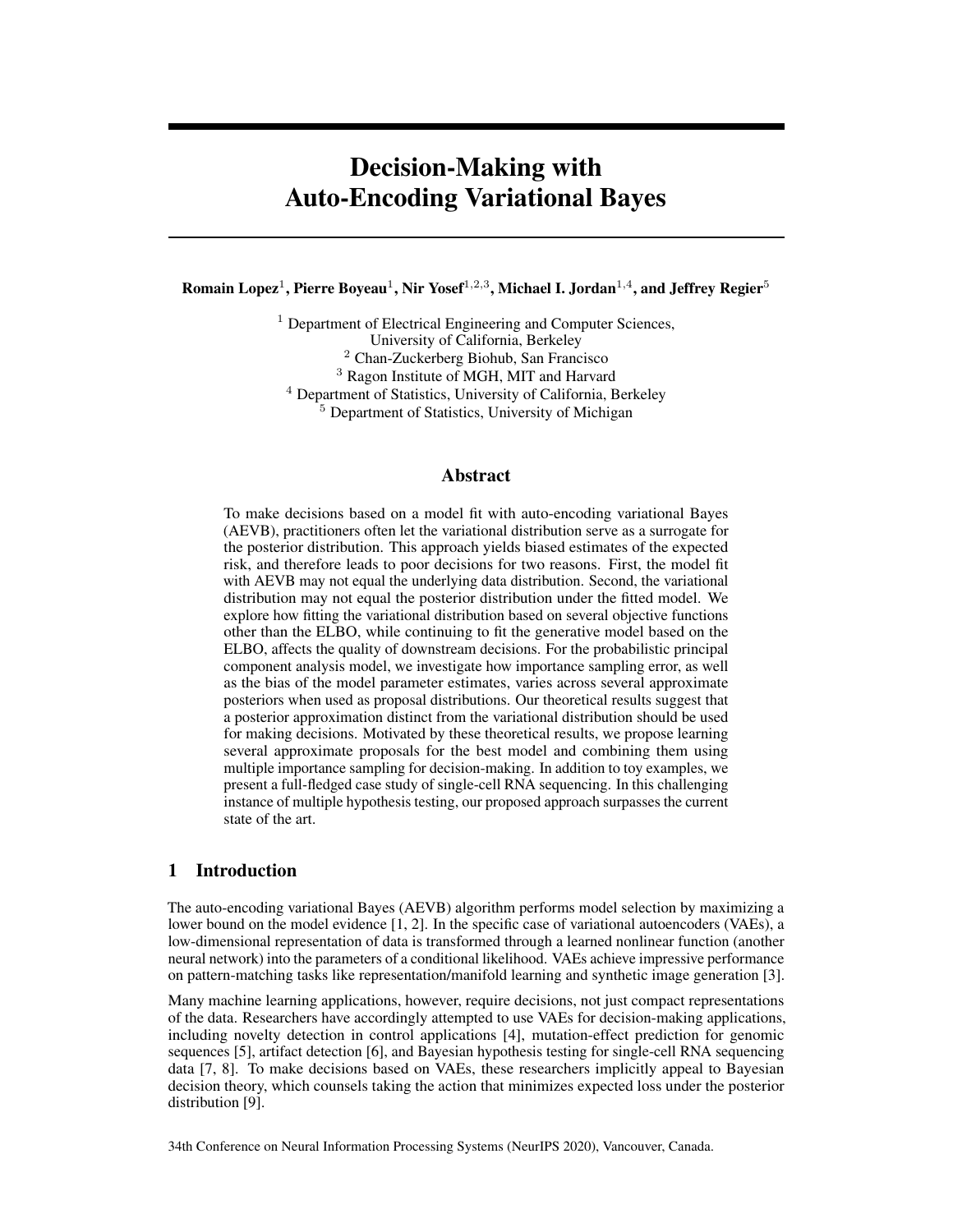# Decision-Making with Auto-Encoding Variational Bayes

**Romain Lopez[1], Pierre Boyeau[1], Nir Yosef[1,2,3], Michael I. Jordan[1,4], and Jeffrey Regier[5]**

[1] Department of Electrical Engineering and Computer Sciences, University of California, Berkeley
[2] Chan-Zuckerberg Biohub, San Francisco
[3] Ragon Institute of MGH, MIT and Harvard
[4] Department of Statistics, University of California, Berkeley
[5] Department of Statistics, University of Michigan

## Abstract

To make decisions based on a model fit with auto-encoding variational Bayes (AEVB), practitioners often let the variational distribution serve as a surrogate for the posterior distribution. This approach yields biased estimates of the expected risk, and therefore leads to poor decisions for two reasons. First, the model fit with AEVB may not equal the underlying data distribution. Second, the variational distribution may not equal the posterior distribution under the fitted model. We explore how fitting the variational distribution based on several objective functions other than the ELBO, while continuing to fit the generative model based on the ELBO, affects the quality of downstream decisions. For the probabilistic principal component analysis model, we investigate how importance sampling error, as well as the bias of the model parameter estimates, varies across several approximate posteriors when used as proposal distributions. Our theoretical results suggest that a posterior approximation distinct from the variational distribution should be used for making decisions. Motivated by these theoretical results, we propose learning several approximate proposals for the best model and combining them using multiple importance sampling for decision-making. In addition to toy examples, we present a full-fledged case study of single-cell RNA sequencing. In this challenging instance of multiple hypothesis testing, our proposed approach surpasses the current state of the art.

## 1 Introduction

The auto-encoding variational Bayes (AEVB) algorithm performs model selection by maximizing a lower bound on the model evidence [1, 2]. In the specific case of variational autoencoders (VAEs), a low-dimensional representation of data is transformed through a learned nonlinear function (another neural network) into the parameters of a conditional likelihood. VAEs achieve impressive performance on pattern-matching tasks like representation/manifold learning and synthetic image generation [3].

Many machine learning applications, however, require decisions, not just compact representations of the data. Researchers have accordingly attempted to use VAEs for decision-making applications, including novelty detection in control applications [4], mutation-effect prediction for genomic sequences [5], artifact detection [6], and Bayesian hypothesis testing for single-cell RNA sequencing data [7, 8]. To make decisions based on VAEs, these researchers implicitly appeal to Bayesian decision theory, which counsels taking the action that minimizes expected loss under the posterior distribution [9].

34th Conference on Neural Information Processing Systems (NeurIPS 2020), Vancouver, Canada.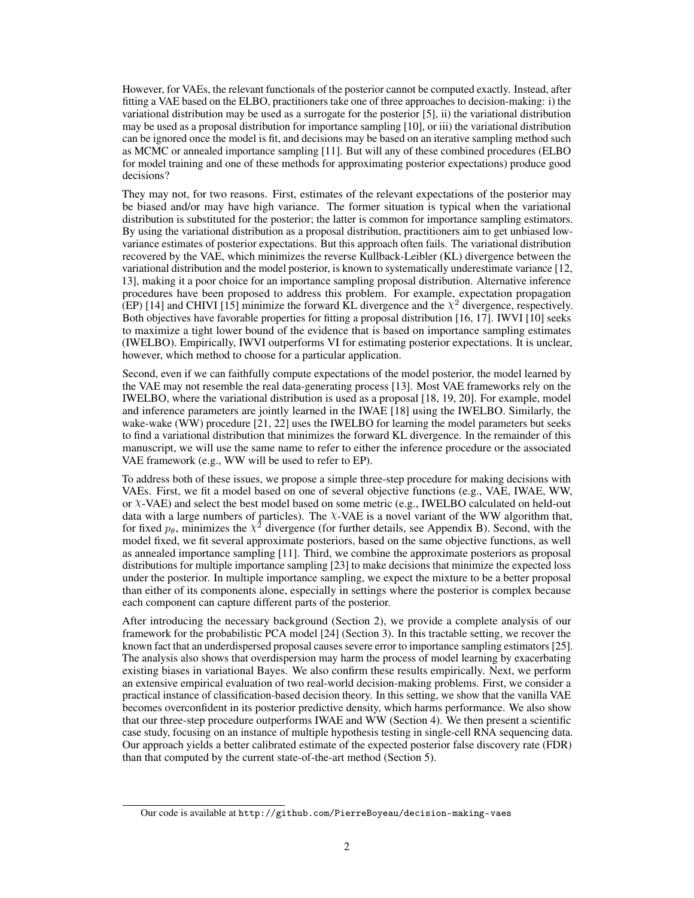However, for VAEs, the relevant functionals of the posterior cannot be computed exactly. Instead, after fitting a VAE based on the ELBO, practitioners take one of three approaches to decision-making: i) the variational distribution may be used as a surrogate for the posterior [5], ii) the variational distribution may be used as a proposal distribution for importance sampling [10], or iii) the variational distribution can be ignored once the model is fit, and decisions may be based on an iterative sampling method such as MCMC or annealed importance sampling [11]. But will any of these combined procedures (ELBO for model training and one of these methods for approximating posterior expectations) produce good decisions?

They may not, for two reasons. First, estimates of the relevant expectations of the posterior may be biased and/or may have high variance. The former situation is typical when the variational distribution is substituted for the posterior; the latter is common for importance sampling estimators. By using the variational distribution as a proposal distribution, practitioners aim to get unbiased low-variance estimates of posterior expectations. But this approach often fails. The variational distribution recovered by the VAE, which minimizes the reverse Kullback-Leibler (KL) divergence between the variational distribution and the model posterior, is known to systematically underestimate variance [12, 13], making it a poor choice for an importance sampling proposal distribution. Alternative inference procedures have been proposed to address this problem. For example, expectation propagation (EP) [14] and CHIVI [15] minimize the forward KL divergence and the $\chi^2$ divergence, respectively. Both objectives have favorable properties for fitting a proposal distribution [16, 17]. IWVI [10] seeks to maximize a tight lower bound of the evidence that is based on importance sampling estimates (IWELBO). Empirically, IWVI outperforms VI for estimating posterior expectations. It is unclear, however, which method to choose for a particular application.

Second, even if we can faithfully compute expectations of the model posterior, the model learned by the VAE may not resemble the real data-generating process [13]. Most VAE frameworks rely on the IWELBO, where the variational distribution is used as a proposal [18, 19, 20]. For example, model and inference parameters are jointly learned in the IWAE [18] using the IWELBO. Similarly, the wake-wake (WW) procedure [21, 22] uses the IWELBO for learning the model parameters but seeks to find a variational distribution that minimizes the forward KL divergence. In the remainder of this manuscript, we will use the same name to refer to either the inference procedure or the associated VAE framework (e.g., WW will be used to refer to EP).

To address both of these issues, we propose a simple three-step procedure for making decisions with VAEs. First, we fit a model based on one of several objective functions (e.g., VAE, IWAE, WW, or $\chi$-VAE) and select the best model based on some metric (e.g., IWELBO calculated on held-out data with a large numbers of particles). The $\chi$-VAE is a novel variant of the WW algorithm that, for fixed $p_\theta$, minimizes the $\chi^2$ divergence (for further details, see Appendix B). Second, with the model fixed, we fit several approximate posteriors, based on the same objective functions, as well as annealed importance sampling [11]. Third, we combine the approximate posteriors as proposal distributions for multiple importance sampling [23] to make decisions that minimize the expected loss under the posterior. In multiple importance sampling, we expect the mixture to be a better proposal than either of its components alone, especially in settings where the posterior is complex because each component can capture different parts of the posterior.

After introducing the necessary background (Section 2), we provide a complete analysis of our framework for the probabilistic PCA model [24] (Section 3). In this tractable setting, we recover the known fact that an underdispersed proposal causes severe error to importance sampling estimators [25]. The analysis also shows that overdispersion may harm the process of model learning by exacerbating existing biases in variational Bayes. We also confirm these results empirically. Next, we perform an extensive empirical evaluation of two real-world decision-making problems. First, we consider a practical instance of classification-based decision theory. In this setting, we show that the vanilla VAE becomes overconfident in its posterior predictive density, which harms performance. We also show that our three-step procedure outperforms IWAE and WW (Section 4). We then present a scientific case study, focusing on an instance of multiple hypothesis testing in single-cell RNA sequencing data. Our approach yields a better calibrated estimate of the expected posterior false discovery rate (FDR) than that computed by the current state-of-the-art method (Section 5).

Our code is available at http://github.com/PierreBoyeau/decision-making-vaes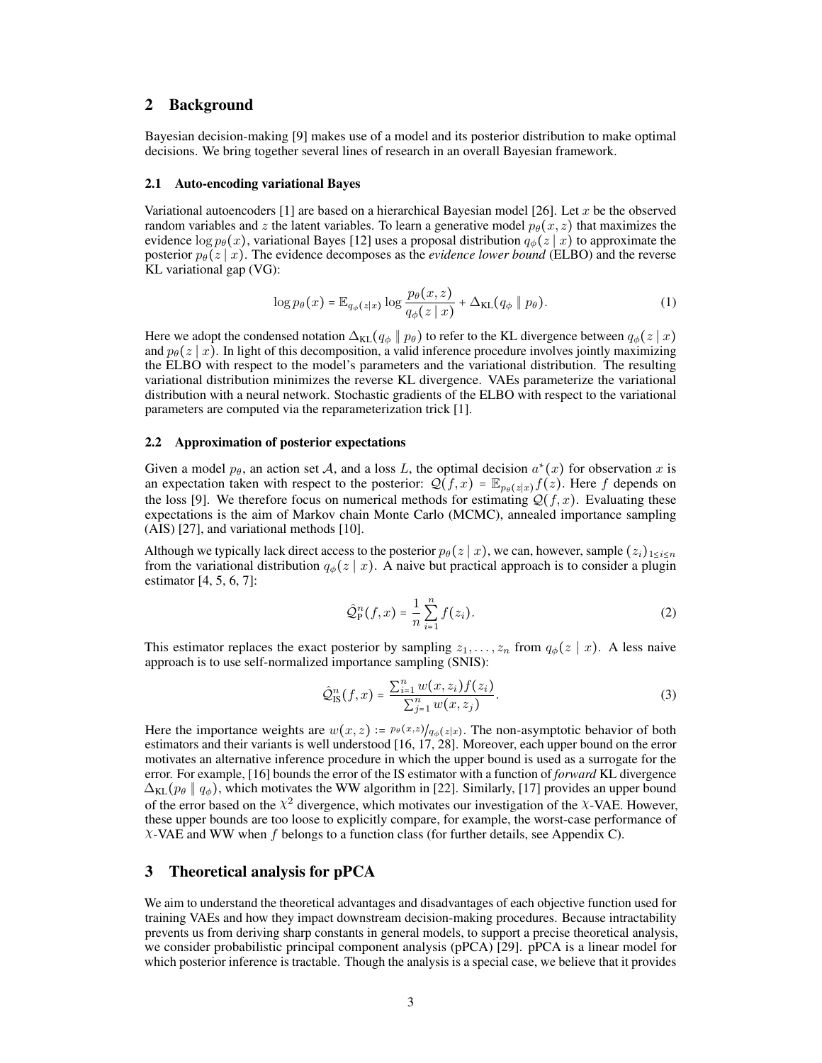## 2 Background

Bayesian decision-making [9] makes use of a model and its posterior distribution to make optimal decisions. We bring together several lines of research in an overall Bayesian framework.

### 2.1 Auto-encoding variational Bayes

Variational autoencoders [1] are based on a hierarchical Bayesian model [26]. Let $x$ be the observed random variables and $z$ the latent variables. To learn a generative model $p_\theta(x, z)$ that maximizes the evidence $\log p_\theta(x)$, variational Bayes [12] uses a proposal distribution $q_\phi(z \mid x)$ to approximate the posterior $p_\theta(z \mid x)$. The evidence decomposes as the *evidence lower bound* (ELBO) and the reverse KL variational gap (VG):

$$\log p_\theta(x) = \mathbb{E}_{q_\phi(z|x)} \log \frac{p_\theta(x, z)}{q_\phi(z \mid x)} + \Delta_{\text{KL}}(q_\phi \parallel p_\theta). \tag{1}$$

Here we adopt the condensed notation $\Delta_{\text{KL}}(q_\phi \parallel p_\theta)$ to refer to the KL divergence between $q_\phi(z \mid x)$ and $p_\theta(z \mid x)$. In light of this decomposition, a valid inference procedure involves jointly maximizing the ELBO with respect to the model's parameters and the variational distribution. The resulting variational distribution minimizes the reverse KL divergence. VAEs parameterize the variational distribution with a neural network. Stochastic gradients of the ELBO with respect to the variational parameters are computed via the reparameterization trick [1].

### 2.2 Approximation of posterior expectations

Given a model $p_\theta$, an action set $\mathcal{A}$, and a loss $L$, the optimal decision $a^*(x)$ for observation $x$ is an expectation taken with respect to the posterior: $\mathcal{Q}(f, x) = \mathbb{E}_{p_\theta(z|x)} f(z)$. Here $f$ depends on the loss [9]. We therefore focus on numerical methods for estimating $\mathcal{Q}(f, x)$. Evaluating these expectations is the aim of Markov chain Monte Carlo (MCMC), annealed importance sampling (AIS) [27], and variational methods [10].

Although we typically lack direct access to the posterior $p_\theta(z \mid x)$, we can, however, sample $(z_i)_{1 \leq i \leq n}$ from the variational distribution $q_\phi(z \mid x)$. A naive but practical approach is to consider a plugin estimator [4, 5, 6, 7]:

$$\hat{\mathcal{Q}}^n_{\text{P}}(f, x) = \frac{1}{n} \sum_{i=1}^{n} f(z_i). \tag{2}$$

This estimator replaces the exact posterior by sampling $z_1, \ldots, z_n$ from $q_\phi(z \mid x)$. A less naive approach is to use self-normalized importance sampling (SNIS):

$$\hat{\mathcal{Q}}^n_{\text{IS}}(f, x) = \frac{\sum_{i=1}^{n} w(x, z_i) f(z_i)}{\sum_{j=1}^{n} w(x, z_j)}. \tag{3}$$

Here the importance weights are $w(x, z) := p_\theta(x,z) / q_\phi(z|x)$. The non-asymptotic behavior of both estimators and their variants is well understood [16, 17, 28]. Moreover, each upper bound on the error motivates an alternative inference procedure in which the upper bound is used as a surrogate for the error. For example, [16] bounds the error of the IS estimator with a function of *forward* KL divergence $\Delta_{\text{KL}}(p_\theta \parallel q_\phi)$, which motivates the WW algorithm in [22]. Similarly, [17] provides an upper bound of the error based on the $\chi^2$ divergence, which motivates our investigation of the $\chi$-VAE. However, these upper bounds are too loose to explicitly compare, for example, the worst-case performance of $\chi$-VAE and WW when $f$ belongs to a function class (for further details, see Appendix C).

## 3 Theoretical analysis for pPCA

We aim to understand the theoretical advantages and disadvantages of each objective function used for training VAEs and how they impact downstream decision-making procedures. Because intractability prevents us from deriving sharp constants in general models, to support a precise theoretical analysis, we consider probabilistic principal component analysis (pPCA) [29]. pPCA is a linear model for which posterior inference is tractable. Though the analysis is a special case, we believe that it provides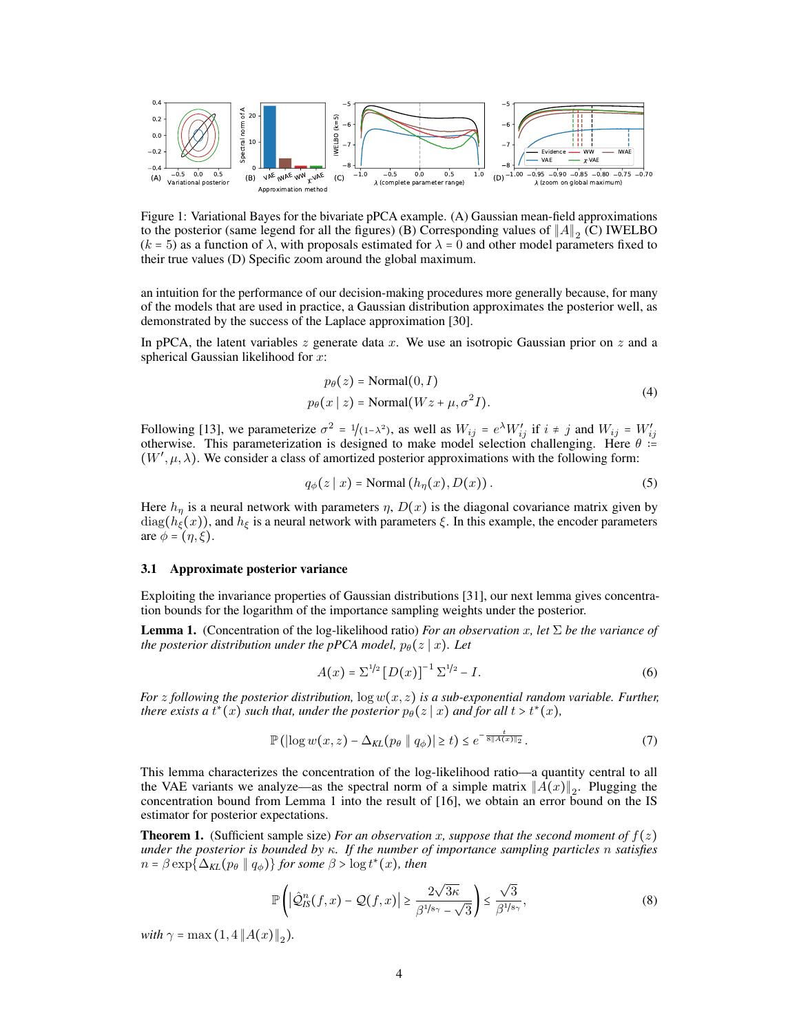Figure 1: Variational Bayes for the bivariate pPCA example. (A) Gaussian mean-field approximations to the posterior (same legend for all the figures) (B) Corresponding values of $\|A\|_2$ (C) IWELBO ($k = 5$) as a function of $\lambda$, with proposals estimated for $\lambda = 0$ and other model parameters fixed to their true values (D) Specific zoom around the global maximum.

an intuition for the performance of our decision-making procedures more generally because, for many of the models that are used in practice, a Gaussian distribution approximates the posterior well, as demonstrated by the success of the Laplace approximation [30].

In pPCA, the latent variables $z$ generate data $x$. We use an isotropic Gaussian prior on $z$ and a spherical Gaussian likelihood for $x$:

$$
\begin{aligned}
p_\theta(z) &= \text{Normal}(0, I) \\
p_\theta(x \mid z) &= \text{Normal}(Wz + \mu, \sigma^2 I).
\end{aligned}
\tag{4}
$$

Following [13], we parameterize $\sigma^2 = 1/(1-\lambda^2)$, as well as $W_{ij} = e^\lambda W'_{ij}$ if $i \neq j$ and $W_{ij} = W'_{ij}$ otherwise. This parameterization is designed to make model selection challenging. Here $\theta := (W', \mu, \lambda)$. We consider a class of amortized posterior approximations with the following form:

$$
q_\phi(z \mid x) = \text{Normal}\left(h_\eta(x), D(x)\right). \tag{5}
$$

Here $h_\eta$ is a neural network with parameters $\eta$, $D(x)$ is the diagonal covariance matrix given by $\text{diag}(h_\xi(x))$, and $h_\xi$ is a neural network with parameters $\xi$. In this example, the encoder parameters are $\phi = (\eta, \xi)$.

### 3.1 Approximate posterior variance

Exploiting the invariance properties of Gaussian distributions [31], our next lemma gives concentration bounds for the logarithm of the importance sampling weights under the posterior.

**Lemma 1.** (Concentration of the log-likelihood ratio) *For an observation $x$, let $\Sigma$ be the variance of the posterior distribution under the pPCA model, $p_\theta(z \mid x)$. Let*

$$
A(x) = \Sigma^{1/2} \left[D(x)\right]^{-1} \Sigma^{1/2} - I. \tag{6}
$$

*For $z$ following the posterior distribution, $\log w(x, z)$ is a sub-exponential random variable. Further, there exists a $t^*(x)$ such that, under the posterior $p_\theta(z \mid x)$ and for all $t > t^*(x)$,*

$$
\mathbb{P}\left(|\log w(x, z) - \Delta_{KL}(p_\theta \parallel q_\phi)| \geq t\right) \leq e^{-\frac{t}{8\|A(x)\|_2}}. \tag{7}
$$

This lemma characterizes the concentration of the log-likelihood ratio—a quantity central to all the VAE variants we analyze—as the spectral norm of a simple matrix $\|A(x)\|_2$. Plugging the concentration bound from Lemma 1 into the result of [16], we obtain an error bound on the IS estimator for posterior expectations.

**Theorem 1.** (Sufficient sample size) *For an observation $x$, suppose that the second moment of $f(z)$ under the posterior is bounded by $\kappa$. If the number of importance sampling particles $n$ satisfies $n = \beta \exp\{\Delta_{KL}(p_\theta \parallel q_\phi)\}$ for some $\beta > \log t^*(x)$, then*

$$
\mathbb{P}\left(\left|\hat{\mathcal{Q}}^n_{IS}(f, x) - \mathcal{Q}(f, x)\right| \geq \frac{2\sqrt{3\kappa}}{\beta^{1/8\gamma} - \sqrt{3}}\right) \leq \frac{\sqrt{3}}{\beta^{1/8\gamma}}, \tag{8}
$$

*with $\gamma = \max\left(1, 4\|A(x)\|_2\right)$.*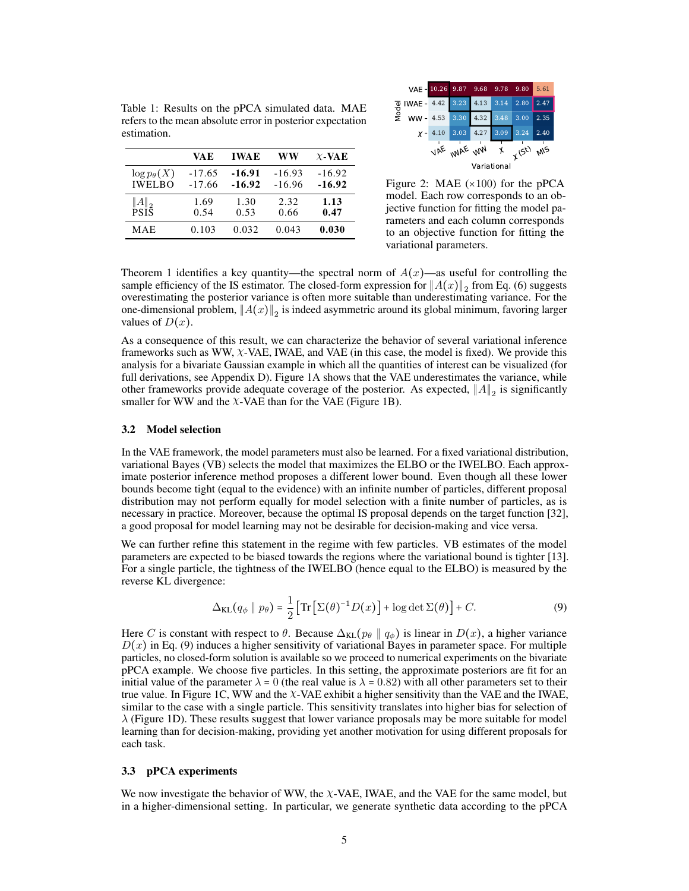Table 1: Results on the pPCA simulated data. MAE refers to the mean absolute error in posterior expectation estimation.

| | VAE | IWAE | WW | $\chi$-VAE |
|---|---|---|---|---|
| $\log p_\theta(X)$ | -17.65 | **-16.91** | -16.93 | -16.92 |
| IWELBO | -17.66 | **-16.92** | -16.96 | **-16.92** |
| $\|A\|_2$ | 1.69 | 1.30 | 2.32 | **1.13** |
| PSIS | 0.54 | 0.53 | 0.66 | **0.47** |
| MAE | 0.103 | 0.032 | 0.043 | **0.030** |

| Model \ Variational | VAE | IWAE | WW | $\chi$ | $\chi$ (St) | MIS |
|---|---|---|---|---|---|---|
| VAE | 10.26 | 9.87 | 9.68 | 9.78 | 9.80 | 5.61 |
| IWAE | 4.42 | 3.23 | 4.13 | 3.14 | 2.80 | 2.47 |
| WW | 4.53 | 3.30 | 4.32 | 3.48 | 3.00 | 2.35 |
| $\chi$ | 4.10 | 3.03 | 4.27 | 3.09 | 3.24 | 2.40 |

Figure 2: MAE ($\times 100$) for the pPCA model. Each row corresponds to an objective function for fitting the model parameters and each column corresponds to an objective function for fitting the variational parameters.

Theorem 1 identifies a key quantity—the spectral norm of $A(x)$—as useful for controlling the sample efficiency of the IS estimator. The closed-form expression for $\|A(x)\|_2$ from Eq. (6) suggests overestimating the posterior variance is often more suitable than underestimating variance. For the one-dimensional problem, $\|A(x)\|_2$ is indeed asymmetric around its global minimum, favoring larger values of $D(x)$.

As a consequence of this result, we can characterize the behavior of several variational inference frameworks such as WW, $\chi$-VAE, IWAE, and VAE (in this case, the model is fixed). We provide this analysis for a bivariate Gaussian example in which all the quantities of interest can be visualized (for full derivations, see Appendix D). Figure 1A shows that the VAE underestimates the variance, while other frameworks provide adequate coverage of the posterior. As expected, $\|A\|_2$ is significantly smaller for WW and the $\chi$-VAE than for the VAE (Figure 1B).

### 3.2 Model selection

In the VAE framework, the model parameters must also be learned. For a fixed variational distribution, variational Bayes (VB) selects the model that maximizes the ELBO or the IWELBO. Each approximate posterior inference method proposes a different lower bound. Even though all these lower bounds become tight (equal to the evidence) with an infinite number of particles, different proposal distribution may not perform equally for model selection with a finite number of particles, as is necessary in practice. Moreover, because the optimal IS proposal depends on the target function [32], a good proposal for model learning may not be desirable for decision-making and vice versa.

We can further refine this statement in the regime with few particles. VB estimates of the model parameters are expected to be biased towards the regions where the variational bound is tighter [13]. For a single particle, the tightness of the IWELBO (hence equal to the ELBO) is measured by the reverse KL divergence:

$$\Delta_{\mathrm{KL}}(q_\phi \parallel p_\theta) = \frac{1}{2}\left[\mathrm{Tr}\left[\Sigma(\theta)^{-1}D(x)\right] + \log\det\Sigma(\theta)\right] + C. \tag{9}$$

Here $C$ is constant with respect to $\theta$. Because $\Delta_{\mathrm{KL}}(p_\theta \parallel q_\phi)$ is linear in $D(x)$, a higher variance $D(x)$ in Eq. (9) induces a higher sensitivity of variational Bayes in parameter space. For multiple particles, no closed-form solution is available so we proceed to numerical experiments on the bivariate pPCA example. We choose five particles. In this setting, the approximate posteriors are fit for an initial value of the parameter $\lambda = 0$ (the real value is $\lambda = 0.82$) with all other parameters set to their true value. In Figure 1C, WW and the $\chi$-VAE exhibit a higher sensitivity than the VAE and the IWAE, similar to the case with a single particle. This sensitivity translates into higher bias for selection of $\lambda$ (Figure 1D). These results suggest that lower variance proposals may be more suitable for model learning than for decision-making, providing yet another motivation for using different proposals for each task.

### 3.3 pPCA experiments

We now investigate the behavior of WW, the $\chi$-VAE, IWAE, and the VAE for the same model, but in a higher-dimensional setting. In particular, we generate synthetic data according to the pPCA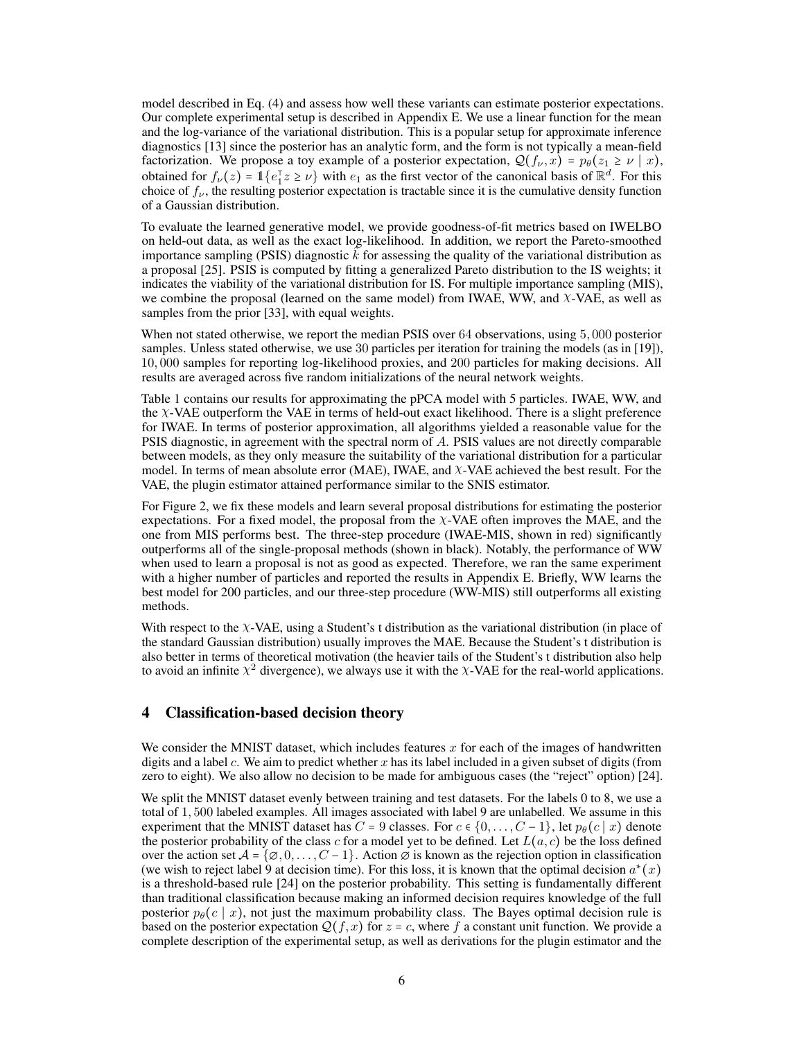model described in Eq. (4) and assess how well these variants can estimate posterior expectations. Our complete experimental setup is described in Appendix E. We use a linear function for the mean and the log-variance of the variational distribution. This is a popular setup for approximate inference diagnostics [13] since the posterior has an analytic form, and the form is not typically a mean-field factorization. We propose a toy example of a posterior expectation, $\mathcal{Q}(f_\nu, x) = p_\theta(z_1 \geq \nu \mid x)$, obtained for $f_\nu(z) = \mathbb{1}\{e_1^\top z \geq \nu\}$ with $e_1$ as the first vector of the canonical basis of $\mathbb{R}^d$. For this choice of $f_\nu$, the resulting posterior expectation is tractable since it is the cumulative density function of a Gaussian distribution.

To evaluate the learned generative model, we provide goodness-of-fit metrics based on IWELBO on held-out data, as well as the exact log-likelihood. In addition, we report the Pareto-smoothed importance sampling (PSIS) diagnostic $\hat{k}$ for assessing the quality of the variational distribution as a proposal [25]. PSIS is computed by fitting a generalized Pareto distribution to the IS weights; it indicates the viability of the variational distribution for IS. For multiple importance sampling (MIS), we combine the proposal (learned on the same model) from IWAE, WW, and $\chi$-VAE, as well as samples from the prior [33], with equal weights.

When not stated otherwise, we report the median PSIS over 64 observations, using 5,000 posterior samples. Unless stated otherwise, we use 30 particles per iteration for training the models (as in [19]), 10,000 samples for reporting log-likelihood proxies, and 200 particles for making decisions. All results are averaged across five random initializations of the neural network weights.

Table 1 contains our results for approximating the pPCA model with 5 particles. IWAE, WW, and the $\chi$-VAE outperform the VAE in terms of held-out exact likelihood. There is a slight preference for IWAE. In terms of posterior approximation, all algorithms yielded a reasonable value for the PSIS diagnostic, in agreement with the spectral norm of $A$. PSIS values are not directly comparable between models, as they only measure the suitability of the variational distribution for a particular model. In terms of mean absolute error (MAE), IWAE, and $\chi$-VAE achieved the best result. For the VAE, the plugin estimator attained performance similar to the SNIS estimator.

For Figure 2, we fix these models and learn several proposal distributions for estimating the posterior expectations. For a fixed model, the proposal from the $\chi$-VAE often improves the MAE, and the one from MIS performs best. The three-step procedure (IWAE-MIS, shown in red) significantly outperforms all of the single-proposal methods (shown in black). Notably, the performance of WW when used to learn a proposal is not as good as expected. Therefore, we ran the same experiment with a higher number of particles and reported the results in Appendix E. Briefly, WW learns the best model for 200 particles, and our three-step procedure (WW-MIS) still outperforms all existing methods.

With respect to the $\chi$-VAE, using a Student's t distribution as the variational distribution (in place of the standard Gaussian distribution) usually improves the MAE. Because the Student's t distribution is also better in terms of theoretical motivation (the heavier tails of the Student's t distribution also help to avoid an infinite $\chi^2$ divergence), we always use it with the $\chi$-VAE for the real-world applications.

# 4 Classification-based decision theory

We consider the MNIST dataset, which includes features $x$ for each of the images of handwritten digits and a label $c$. We aim to predict whether $x$ has its label included in a given subset of digits (from zero to eight). We also allow no decision to be made for ambiguous cases (the "reject" option) [24].

We split the MNIST dataset evenly between training and test datasets. For the labels 0 to 8, we use a total of 1,500 labeled examples. All images associated with label 9 are unlabelled. We assume in this experiment that the MNIST dataset has $C = 9$ classes. For $c \in \{0, \dots, C-1\}$, let $p_\theta(c \mid x)$ denote the posterior probability of the class $c$ for a model yet to be defined. Let $L(a, c)$ be the loss defined over the action set $\mathcal{A} = \{\varnothing, 0, \dots, C-1\}$. Action $\varnothing$ is known as the rejection option in classification (we wish to reject label 9 at decision time). For this loss, it is known that the optimal decision $a^*(x)$ is a threshold-based rule [24] on the posterior probability. This setting is fundamentally different than traditional classification because making an informed decision requires knowledge of the full posterior $p_\theta(c \mid x)$, not just the maximum probability class. The Bayes optimal decision rule is based on the posterior expectation $\mathcal{Q}(f, x)$ for $z = c$, where $f$ a constant unit function. We provide a complete description of the experimental setup, as well as derivations for the plugin estimator and the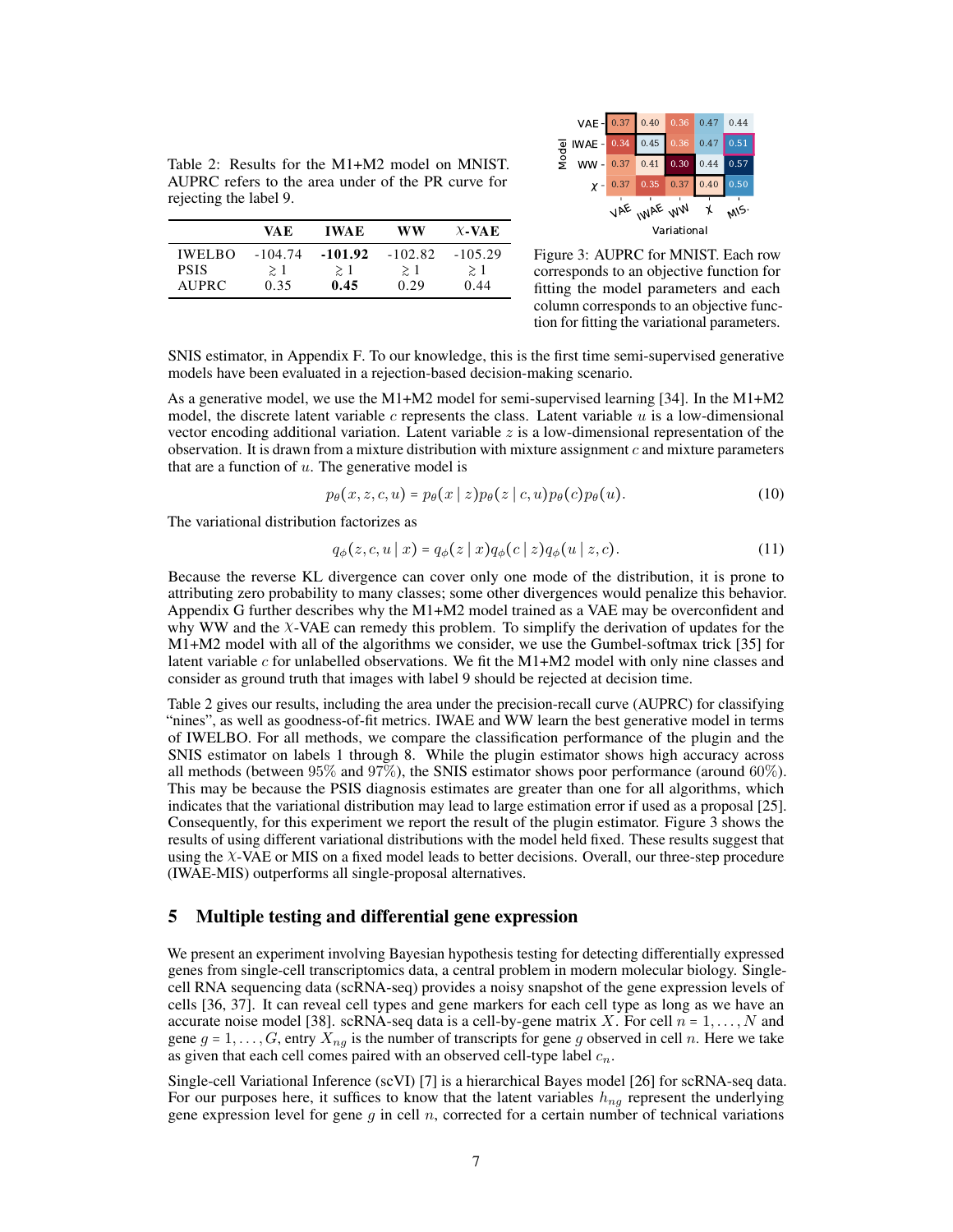Table 2: Results for the M1+M2 model on MNIST. AUPRC refers to the area under of the PR curve for rejecting the label 9.

| | VAE | IWAE | WW | $\chi$-VAE |
|---|---|---|---|---|
| IWELBO | -104.74 | **-101.92** | -102.82 | -105.29 |
| PSIS | $\gtrsim 1$ | $\gtrsim 1$ | $\gtrsim 1$ | $\gtrsim 1$ |
| AUPRC | 0.35 | **0.45** | 0.29 | 0.44 |

| Model \ Variational | VAE | IWAE | WW | $\chi$ | MIS |
|---|---|---|---|---|---|
| VAE | 0.37 | 0.40 | 0.36 | 0.47 | 0.44 |
| IWAE | 0.34 | 0.45 | 0.36 | 0.47 | 0.51 |
| WW | 0.37 | 0.41 | 0.30 | 0.44 | 0.57 |
| $\chi$ | 0.37 | 0.35 | 0.37 | 0.40 | 0.50 |

Figure 3: AUPRC for MNIST. Each row corresponds to an objective function for fitting the model parameters and each column corresponds to an objective function for fitting the variational parameters.

SNIS estimator, in Appendix F. To our knowledge, this is the first time semi-supervised generative models have been evaluated in a rejection-based decision-making scenario.

As a generative model, we use the M1+M2 model for semi-supervised learning [34]. In the M1+M2 model, the discrete latent variable $c$ represents the class. Latent variable $u$ is a low-dimensional vector encoding additional variation. Latent variable $z$ is a low-dimensional representation of the observation. It is drawn from a mixture distribution with mixture assignment $c$ and mixture parameters that are a function of $u$. The generative model is

$$p_\theta(x, z, c, u) = p_\theta(x \mid z) p_\theta(z \mid c, u) p_\theta(c) p_\theta(u). \tag{10}$$

The variational distribution factorizes as

$$q_\phi(z, c, u \mid x) = q_\phi(z \mid x) q_\phi(c \mid z) q_\phi(u \mid z, c). \tag{11}$$

Because the reverse KL divergence can cover only one mode of the distribution, it is prone to attributing zero probability to many classes; some other divergences would penalize this behavior. Appendix G further describes why the M1+M2 model trained as a VAE may be overconfident and why WW and the $\chi$-VAE can remedy this problem. To simplify the derivation of updates for the M1+M2 model with all of the algorithms we consider, we use the Gumbel-softmax trick [35] for latent variable $c$ for unlabelled observations. We fit the M1+M2 model with only nine classes and consider as ground truth that images with label 9 should be rejected at decision time.

Table 2 gives our results, including the area under the precision-recall curve (AUPRC) for classifying "nines", as well as goodness-of-fit metrics. IWAE and WW learn the best generative model in terms of IWELBO. For all methods, we compare the classification performance of the plugin and the SNIS estimator on labels 1 through 8. While the plugin estimator shows high accuracy across all methods (between 95% and 97%), the SNIS estimator shows poor performance (around 60%). This may be because the PSIS diagnosis estimates are greater than one for all algorithms, which indicates that the variational distribution may lead to large estimation error if used as a proposal [25]. Consequently, for this experiment we report the result of the plugin estimator. Figure 3 shows the results of using different variational distributions with the model held fixed. These results suggest that using the $\chi$-VAE or MIS on a fixed model leads to better decisions. Overall, our three-step procedure (IWAE-MIS) outperforms all single-proposal alternatives.

## 5 Multiple testing and differential gene expression

We present an experiment involving Bayesian hypothesis testing for detecting differentially expressed genes from single-cell transcriptomics data, a central problem in modern molecular biology. Single-cell RNA sequencing data (scRNA-seq) provides a noisy snapshot of the gene expression levels of cells [36, 37]. It can reveal cell types and gene markers for each cell type as long as we have an accurate noise model [38]. scRNA-seq data is a cell-by-gene matrix $X$. For cell $n = 1, \ldots, N$ and gene $g = 1, \ldots, G$, entry $X_{ng}$ is the number of transcripts for gene $g$ observed in cell $n$. Here we take as given that each cell comes paired with an observed cell-type label $c_n$.

Single-cell Variational Inference (scVI) [7] is a hierarchical Bayes model [26] for scRNA-seq data. For our purposes here, it suffices to know that the latent variables $h_{ng}$ represent the underlying gene expression level for gene $g$ in cell $n$, corrected for a certain number of technical variations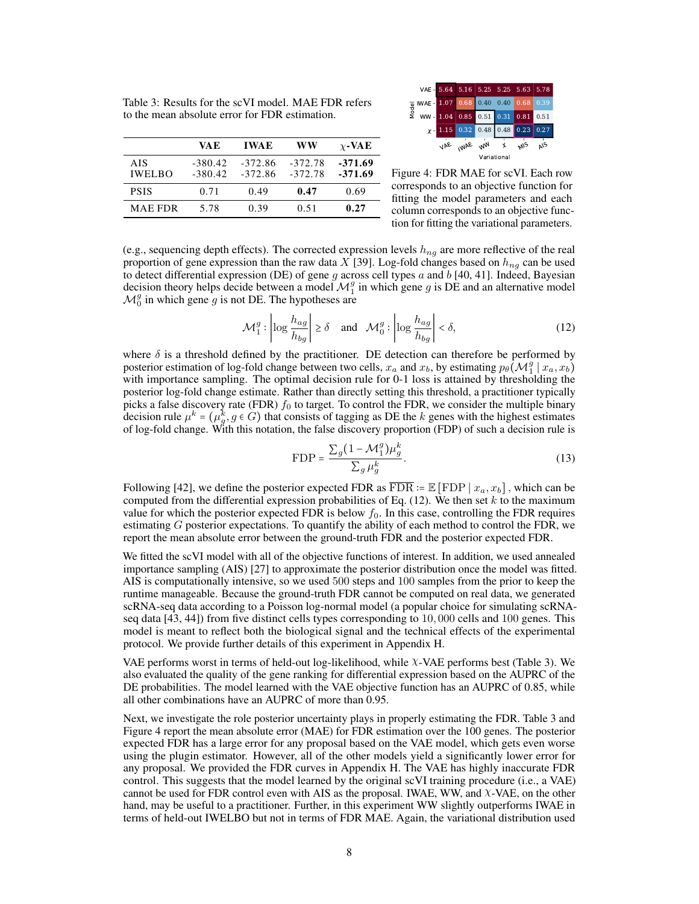Table 3: Results for the scVI model. MAE FDR refers to the mean absolute error for FDR estimation.

| | VAE | IWAE | WW | $\chi$-VAE |
|---|---|---|---|---|
| AIS | -380.42 | -372.86 | -372.78 | **-371.69** |
| IWELBO | -380.42 | -372.86 | -372.78 | **-371.69** |
| PSIS | 0.71 | 0.49 | **0.47** | 0.69 |
| MAE FDR | 5.78 | 0.39 | 0.51 | **0.27** |

| Model \ Variational | VAE | IWAE | WW | $\chi$ | MIS | AIS |
|---|---|---|---|---|---|---|
| VAE | 5.64 | 5.16 | 5.25 | 5.25 | 5.63 | 5.78 |
| IWAE | 1.07 | 0.68 | 0.40 | 0.40 | 0.68 | 0.39 |
| WW | 1.04 | 0.85 | 0.51 | 0.31 | 0.81 | 0.51 |
| $\chi$ | 1.15 | 0.32 | 0.48 | 0.48 | 0.23 | 0.27 |

Figure 4: FDR MAE for scVI. Each row corresponds to an objective function for fitting the model parameters and each column corresponds to an objective function for fitting the variational parameters.

(e.g., sequencing depth effects). The corrected expression levels $h_{ng}$ are more reflective of the real proportion of gene expression than the raw data $X$ [39]. Log-fold changes based on $h_{ng}$ can be used to detect differential expression (DE) of gene $g$ across cell types $a$ and $b$ [40, 41]. Indeed, Bayesian decision theory helps decide between a model $\mathcal{M}_1^g$ in which gene $g$ is DE and an alternative model $\mathcal{M}_0^g$ in which gene $g$ is not DE. The hypotheses are

$$\mathcal{M}_1^g : \left|\log \frac{h_{ag}}{h_{bg}}\right| \geq \delta \quad \text{and} \quad \mathcal{M}_0^g : \left|\log \frac{h_{ag}}{h_{bg}}\right| < \delta, \tag{12}$$

where $\delta$ is a threshold defined by the practitioner. DE detection can therefore be performed by posterior estimation of log-fold change between two cells, $x_a$ and $x_b$, by estimating $p_\theta(\mathcal{M}_1^g \mid x_a, x_b)$ with importance sampling. The optimal decision rule for 0-1 loss is attained by thresholding the posterior log-fold change estimate. Rather than directly setting this threshold, a practitioner typically picks a false discovery rate (FDR) $f_0$ to target. To control the FDR, we consider the multiple binary decision rule $\mu^k = (\mu_g^k, g \in G)$ that consists of tagging as DE the $k$ genes with the highest estimates of log-fold change. With this notation, the false discovery proportion (FDP) of such a decision rule is

$$\text{FDP} = \frac{\sum_g (1 - \mathcal{M}_1^g)\mu_g^k}{\sum_g \mu_g^k}. \tag{13}$$

Following [42], we define the posterior expected FDR as $\overline{\text{FDR}} \coloneqq \mathbb{E}\left[\text{FDP} \mid x_a, x_b\right]$, which can be computed from the differential expression probabilities of Eq. (12). We then set $k$ to the maximum value for which the posterior expected FDR is below $f_0$. In this case, controlling the FDR requires estimating $G$ posterior expectations. To quantify the ability of each method to control the FDR, we report the mean absolute error between the ground-truth FDR and the posterior expected FDR.

We fitted the scVI model with all of the objective functions of interest. In addition, we used annealed importance sampling (AIS) [27] to approximate the posterior distribution once the model was fitted. AIS is computationally intensive, so we used 500 steps and 100 samples from the prior to keep the runtime manageable. Because the ground-truth FDR cannot be computed on real data, we generated scRNA-seq data according to a Poisson log-normal model (a popular choice for simulating scRNA-seq data [43, 44]) from five distinct cells types corresponding to $10,000$ cells and $100$ genes. This model is meant to reflect both the biological signal and the technical effects of the experimental protocol. We provide further details of this experiment in Appendix H.

VAE performs worst in terms of held-out log-likelihood, while $\chi$-VAE performs best (Table 3). We also evaluated the quality of the gene ranking for differential expression based on the AUPRC of the DE probabilities. The model learned with the VAE objective function has an AUPRC of 0.85, while all other combinations have an AUPRC of more than 0.95.

Next, we investigate the role posterior uncertainty plays in properly estimating the FDR. Table 3 and Figure 4 report the mean absolute error (MAE) for FDR estimation over the 100 genes. The posterior expected FDR has a large error for any proposal based on the VAE model, which gets even worse using the plugin estimator. However, all of the other models yield a significantly lower error for any proposal. We provided the FDR curves in Appendix H. The VAE has highly inaccurate FDR control. This suggests that the model learned by the original scVI training procedure (i.e., a VAE) cannot be used for FDR control even with AIS as the proposal. IWAE, WW, and $\chi$-VAE, on the other hand, may be useful to a practitioner. Further, in this experiment WW slightly outperforms IWAE in terms of held-out IWELBO but not in terms of FDR MAE. Again, the variational distribution used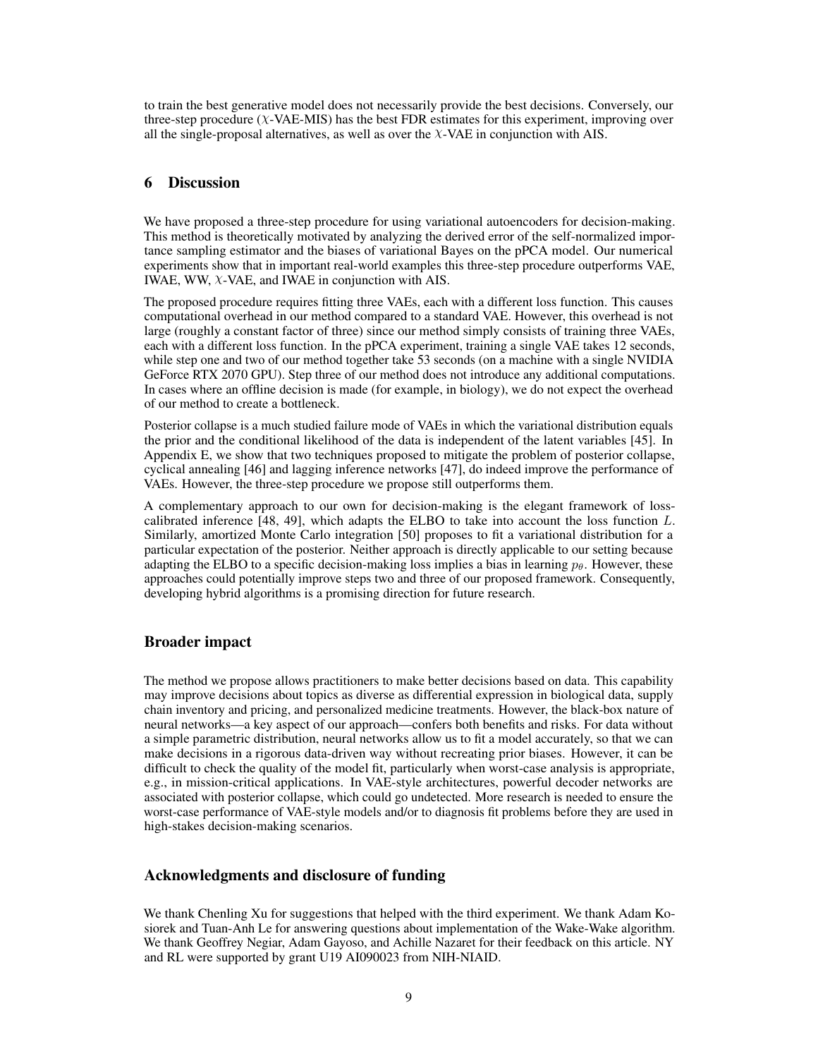to train the best generative model does not necessarily provide the best decisions. Conversely, our three-step procedure ($\chi$-VAE-MIS) has the best FDR estimates for this experiment, improving over all the single-proposal alternatives, as well as over the $\chi$-VAE in conjunction with AIS.

# 6 Discussion

We have proposed a three-step procedure for using variational autoencoders for decision-making. This method is theoretically motivated by analyzing the derived error of the self-normalized importance sampling estimator and the biases of variational Bayes on the pPCA model. Our numerical experiments show that in important real-world examples this three-step procedure outperforms VAE, IWAE, WW, $\chi$-VAE, and IWAE in conjunction with AIS.

The proposed procedure requires fitting three VAEs, each with a different loss function. This causes computational overhead in our method compared to a standard VAE. However, this overhead is not large (roughly a constant factor of three) since our method simply consists of training three VAEs, each with a different loss function. In the pPCA experiment, training a single VAE takes 12 seconds, while step one and two of our method together take 53 seconds (on a machine with a single NVIDIA GeForce RTX 2070 GPU). Step three of our method does not introduce any additional computations. In cases where an offline decision is made (for example, in biology), we do not expect the overhead of our method to create a bottleneck.

Posterior collapse is a much studied failure mode of VAEs in which the variational distribution equals the prior and the conditional likelihood of the data is independent of the latent variables [45]. In Appendix E, we show that two techniques proposed to mitigate the problem of posterior collapse, cyclical annealing [46] and lagging inference networks [47], do indeed improve the performance of VAEs. However, the three-step procedure we propose still outperforms them.

A complementary approach to our own for decision-making is the elegant framework of loss-calibrated inference [48, 49], which adapts the ELBO to take into account the loss function $L$. Similarly, amortized Monte Carlo integration [50] proposes to fit a variational distribution for a particular expectation of the posterior. Neither approach is directly applicable to our setting because adapting the ELBO to a specific decision-making loss implies a bias in learning $p_\theta$. However, these approaches could potentially improve steps two and three of our proposed framework. Consequently, developing hybrid algorithms is a promising direction for future research.

## Broader impact

The method we propose allows practitioners to make better decisions based on data. This capability may improve decisions about topics as diverse as differential expression in biological data, supply chain inventory and pricing, and personalized medicine treatments. However, the black-box nature of neural networks—a key aspect of our approach—confers both benefits and risks. For data without a simple parametric distribution, neural networks allow us to fit a model accurately, so that we can make decisions in a rigorous data-driven way without recreating prior biases. However, it can be difficult to check the quality of the model fit, particularly when worst-case analysis is appropriate, e.g., in mission-critical applications. In VAE-style architectures, powerful decoder networks are associated with posterior collapse, which could go undetected. More research is needed to ensure the worst-case performance of VAE-style models and/or to diagnosis fit problems before they are used in high-stakes decision-making scenarios.

## Acknowledgments and disclosure of funding

We thank Chenling Xu for suggestions that helped with the third experiment. We thank Adam Kosiorek and Tuan-Anh Le for answering questions about implementation of the Wake-Wake algorithm. We thank Geoffrey Negiar, Adam Gayoso, and Achille Nazaret for their feedback on this article. NY and RL were supported by grant U19 AI090023 from NIH-NIAID.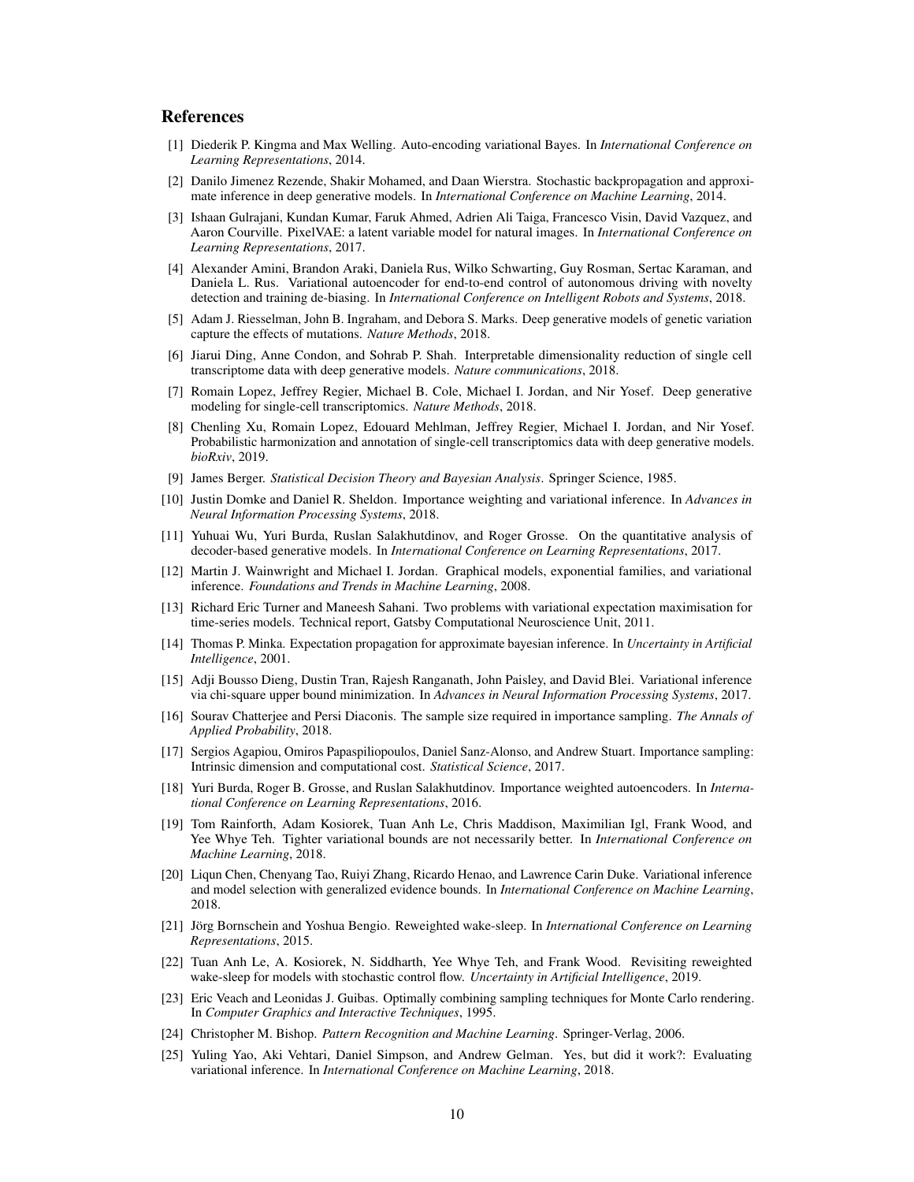## References

[1] Diederik P. Kingma and Max Welling. Auto-encoding variational Bayes. In *International Conference on Learning Representations*, 2014.

[2] Danilo Jimenez Rezende, Shakir Mohamed, and Daan Wierstra. Stochastic backpropagation and approximate inference in deep generative models. In *International Conference on Machine Learning*, 2014.

[3] Ishaan Gulrajani, Kundan Kumar, Faruk Ahmed, Adrien Ali Taiga, Francesco Visin, David Vazquez, and Aaron Courville. PixelVAE: a latent variable model for natural images. In *International Conference on Learning Representations*, 2017.

[4] Alexander Amini, Brandon Araki, Daniela Rus, Wilko Schwarting, Guy Rosman, Sertac Karaman, and Daniela L. Rus. Variational autoencoder for end-to-end control of autonomous driving with novelty detection and training de-biasing. In *International Conference on Intelligent Robots and Systems*, 2018.

[5] Adam J. Riesselman, John B. Ingraham, and Debora S. Marks. Deep generative models of genetic variation capture the effects of mutations. *Nature Methods*, 2018.

[6] Jiarui Ding, Anne Condon, and Sohrab P. Shah. Interpretable dimensionality reduction of single cell transcriptome data with deep generative models. *Nature communications*, 2018.

[7] Romain Lopez, Jeffrey Regier, Michael B. Cole, Michael I. Jordan, and Nir Yosef. Deep generative modeling for single-cell transcriptomics. *Nature Methods*, 2018.

[8] Chenling Xu, Romain Lopez, Edouard Mehlman, Jeffrey Regier, Michael I. Jordan, and Nir Yosef. Probabilistic harmonization and annotation of single-cell transcriptomics data with deep generative models. *bioRxiv*, 2019.

[9] James Berger. *Statistical Decision Theory and Bayesian Analysis*. Springer Science, 1985.

[10] Justin Domke and Daniel R. Sheldon. Importance weighting and variational inference. In *Advances in Neural Information Processing Systems*, 2018.

[11] Yuhuai Wu, Yuri Burda, Ruslan Salakhutdinov, and Roger Grosse. On the quantitative analysis of decoder-based generative models. In *International Conference on Learning Representations*, 2017.

[12] Martin J. Wainwright and Michael I. Jordan. Graphical models, exponential families, and variational inference. *Foundations and Trends in Machine Learning*, 2008.

[13] Richard Eric Turner and Maneesh Sahani. Two problems with variational expectation maximisation for time-series models. Technical report, Gatsby Computational Neuroscience Unit, 2011.

[14] Thomas P. Minka. Expectation propagation for approximate bayesian inference. In *Uncertainty in Artificial Intelligence*, 2001.

[15] Adji Bousso Dieng, Dustin Tran, Rajesh Ranganath, John Paisley, and David Blei. Variational inference via chi-square upper bound minimization. In *Advances in Neural Information Processing Systems*, 2017.

[16] Sourav Chatterjee and Persi Diaconis. The sample size required in importance sampling. *The Annals of Applied Probability*, 2018.

[17] Sergios Agapiou, Omiros Papaspiliopoulos, Daniel Sanz-Alonso, and Andrew Stuart. Importance sampling: Intrinsic dimension and computational cost. *Statistical Science*, 2017.

[18] Yuri Burda, Roger B. Grosse, and Ruslan Salakhutdinov. Importance weighted autoencoders. In *International Conference on Learning Representations*, 2016.

[19] Tom Rainforth, Adam Kosiorek, Tuan Anh Le, Chris Maddison, Maximilian Igl, Frank Wood, and Yee Whye Teh. Tighter variational bounds are not necessarily better. In *International Conference on Machine Learning*, 2018.

[20] Liqun Chen, Chenyang Tao, Ruiyi Zhang, Ricardo Henao, and Lawrence Carin Duke. Variational inference and model selection with generalized evidence bounds. In *International Conference on Machine Learning*, 2018.

[21] Jörg Bornschein and Yoshua Bengio. Reweighted wake-sleep. In *International Conference on Learning Representations*, 2015.

[22] Tuan Anh Le, A. Kosiorek, N. Siddharth, Yee Whye Teh, and Frank Wood. Revisiting reweighted wake-sleep for models with stochastic control flow. *Uncertainty in Artificial Intelligence*, 2019.

[23] Eric Veach and Leonidas J. Guibas. Optimally combining sampling techniques for Monte Carlo rendering. In *Computer Graphics and Interactive Techniques*, 1995.

[24] Christopher M. Bishop. *Pattern Recognition and Machine Learning*. Springer-Verlag, 2006.

[25] Yuling Yao, Aki Vehtari, Daniel Simpson, and Andrew Gelman. Yes, but did it work?: Evaluating variational inference. In *International Conference on Machine Learning*, 2018.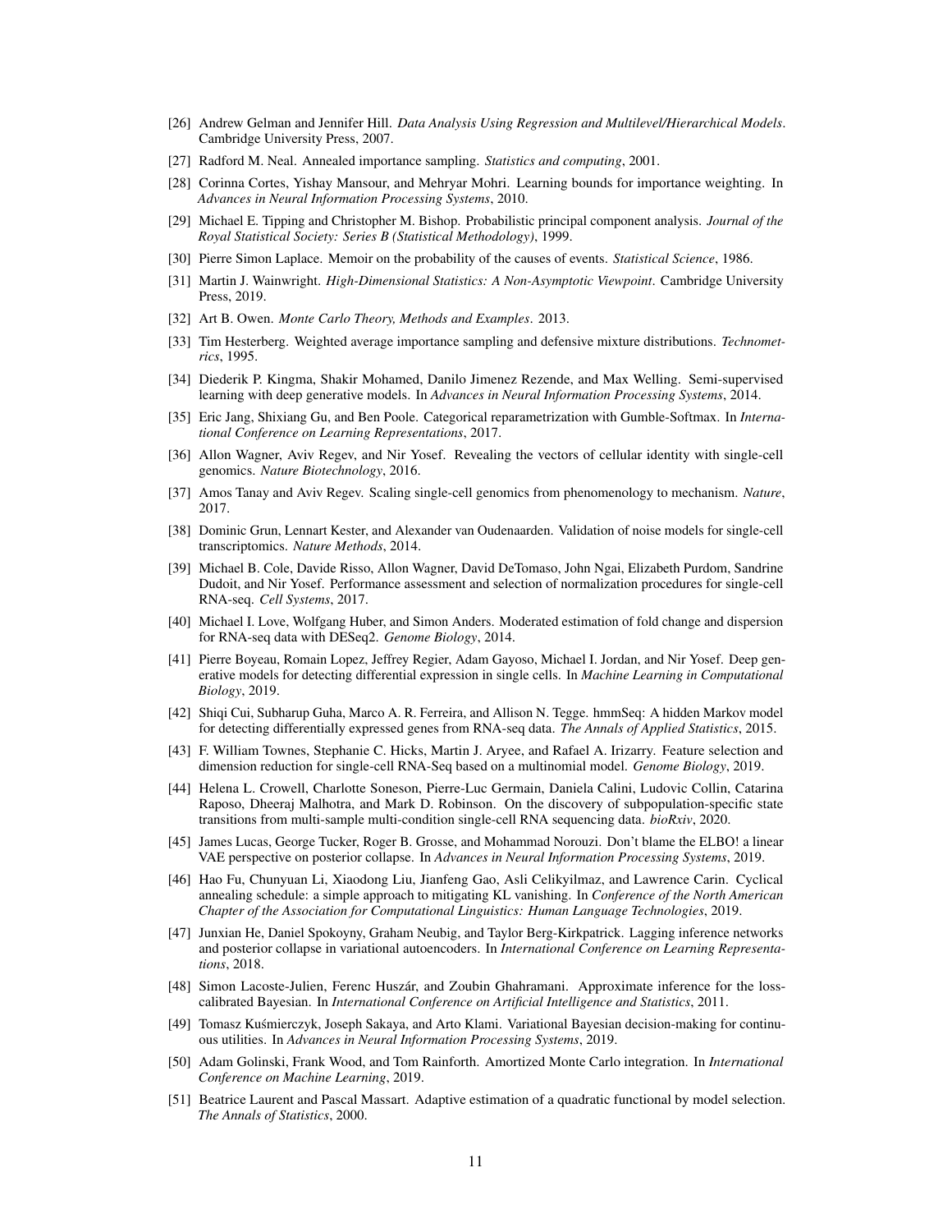[26] Andrew Gelman and Jennifer Hill. *Data Analysis Using Regression and Multilevel/Hierarchical Models*. Cambridge University Press, 2007.

[27] Radford M. Neal. Annealed importance sampling. *Statistics and computing*, 2001.

[28] Corinna Cortes, Yishay Mansour, and Mehryar Mohri. Learning bounds for importance weighting. In *Advances in Neural Information Processing Systems*, 2010.

[29] Michael E. Tipping and Christopher M. Bishop. Probabilistic principal component analysis. *Journal of the Royal Statistical Society: Series B (Statistical Methodology)*, 1999.

[30] Pierre Simon Laplace. Memoir on the probability of the causes of events. *Statistical Science*, 1986.

[31] Martin J. Wainwright. *High-Dimensional Statistics: A Non-Asymptotic Viewpoint*. Cambridge University Press, 2019.

[32] Art B. Owen. *Monte Carlo Theory, Methods and Examples*. 2013.

[33] Tim Hesterberg. Weighted average importance sampling and defensive mixture distributions. *Technometrics*, 1995.

[34] Diederik P. Kingma, Shakir Mohamed, Danilo Jimenez Rezende, and Max Welling. Semi-supervised learning with deep generative models. In *Advances in Neural Information Processing Systems*, 2014.

[35] Eric Jang, Shixiang Gu, and Ben Poole. Categorical reparametrization with Gumble-Softmax. In *International Conference on Learning Representations*, 2017.

[36] Allon Wagner, Aviv Regev, and Nir Yosef. Revealing the vectors of cellular identity with single-cell genomics. *Nature Biotechnology*, 2016.

[37] Amos Tanay and Aviv Regev. Scaling single-cell genomics from phenomenology to mechanism. *Nature*, 2017.

[38] Dominic Grun, Lennart Kester, and Alexander van Oudenaarden. Validation of noise models for single-cell transcriptomics. *Nature Methods*, 2014.

[39] Michael B. Cole, Davide Risso, Allon Wagner, David DeTomaso, John Ngai, Elizabeth Purdom, Sandrine Dudoit, and Nir Yosef. Performance assessment and selection of normalization procedures for single-cell RNA-seq. *Cell Systems*, 2017.

[40] Michael I. Love, Wolfgang Huber, and Simon Anders. Moderated estimation of fold change and dispersion for RNA-seq data with DESeq2. *Genome Biology*, 2014.

[41] Pierre Boyeau, Romain Lopez, Jeffrey Regier, Adam Gayoso, Michael I. Jordan, and Nir Yosef. Deep generative models for detecting differential expression in single cells. In *Machine Learning in Computational Biology*, 2019.

[42] Shiqi Cui, Subharup Guha, Marco A. R. Ferreira, and Allison N. Tegge. hmmSeq: A hidden Markov model for detecting differentially expressed genes from RNA-seq data. *The Annals of Applied Statistics*, 2015.

[43] F. William Townes, Stephanie C. Hicks, Martin J. Aryee, and Rafael A. Irizarry. Feature selection and dimension reduction for single-cell RNA-Seq based on a multinomial model. *Genome Biology*, 2019.

[44] Helena L. Crowell, Charlotte Soneson, Pierre-Luc Germain, Daniela Calini, Ludovic Collin, Catarina Raposo, Dheeraj Malhotra, and Mark D. Robinson. On the discovery of subpopulation-specific state transitions from multi-sample multi-condition single-cell RNA sequencing data. *bioRxiv*, 2020.

[45] James Lucas, George Tucker, Roger B. Grosse, and Mohammad Norouzi. Don't blame the ELBO! a linear VAE perspective on posterior collapse. In *Advances in Neural Information Processing Systems*, 2019.

[46] Hao Fu, Chunyuan Li, Xiaodong Liu, Jianfeng Gao, Asli Celikyilmaz, and Lawrence Carin. Cyclical annealing schedule: a simple approach to mitigating KL vanishing. In *Conference of the North American Chapter of the Association for Computational Linguistics: Human Language Technologies*, 2019.

[47] Junxian He, Daniel Spokoyny, Graham Neubig, and Taylor Berg-Kirkpatrick. Lagging inference networks and posterior collapse in variational autoencoders. In *International Conference on Learning Representations*, 2018.

[48] Simon Lacoste-Julien, Ferenc Huszár, and Zoubin Ghahramani. Approximate inference for the loss-calibrated Bayesian. In *International Conference on Artificial Intelligence and Statistics*, 2011.

[49] Tomasz Kuśmierczyk, Joseph Sakaya, and Arto Klami. Variational Bayesian decision-making for continuous utilities. In *Advances in Neural Information Processing Systems*, 2019.

[50] Adam Golinski, Frank Wood, and Tom Rainforth. Amortized Monte Carlo integration. In *International Conference on Machine Learning*, 2019.

[51] Beatrice Laurent and Pascal Massart. Adaptive estimation of a quadratic functional by model selection. *The Annals of Statistics*, 2000.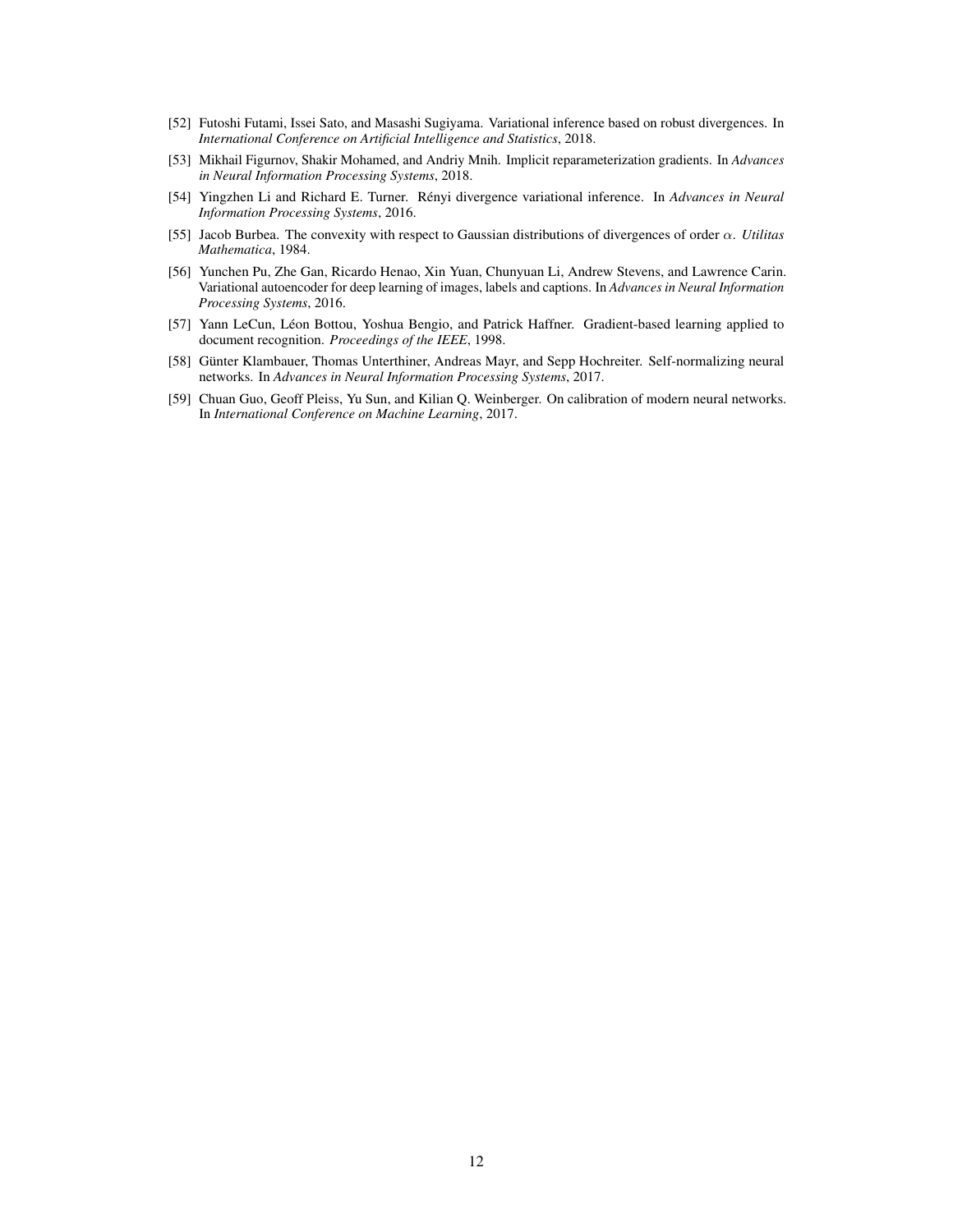[52] Futoshi Futami, Issei Sato, and Masashi Sugiyama. Variational inference based on robust divergences. In *International Conference on Artificial Intelligence and Statistics*, 2018.

[53] Mikhail Figurnov, Shakir Mohamed, and Andriy Mnih. Implicit reparameterization gradients. In *Advances in Neural Information Processing Systems*, 2018.

[54] Yingzhen Li and Richard E. Turner. Rényi divergence variational inference. In *Advances in Neural Information Processing Systems*, 2016.

[55] Jacob Burbea. The convexity with respect to Gaussian distributions of divergences of order $\alpha$. *Utilitas Mathematica*, 1984.

[56] Yunchen Pu, Zhe Gan, Ricardo Henao, Xin Yuan, Chunyuan Li, Andrew Stevens, and Lawrence Carin. Variational autoencoder for deep learning of images, labels and captions. In *Advances in Neural Information Processing Systems*, 2016.

[57] Yann LeCun, Léon Bottou, Yoshua Bengio, and Patrick Haffner. Gradient-based learning applied to document recognition. *Proceedings of the IEEE*, 1998.

[58] Günter Klambauer, Thomas Unterthiner, Andreas Mayr, and Sepp Hochreiter. Self-normalizing neural networks. In *Advances in Neural Information Processing Systems*, 2017.

[59] Chuan Guo, Geoff Pleiss, Yu Sun, and Kilian Q. Weinberger. On calibration of modern neural networks. In *International Conference on Machine Learning*, 2017.